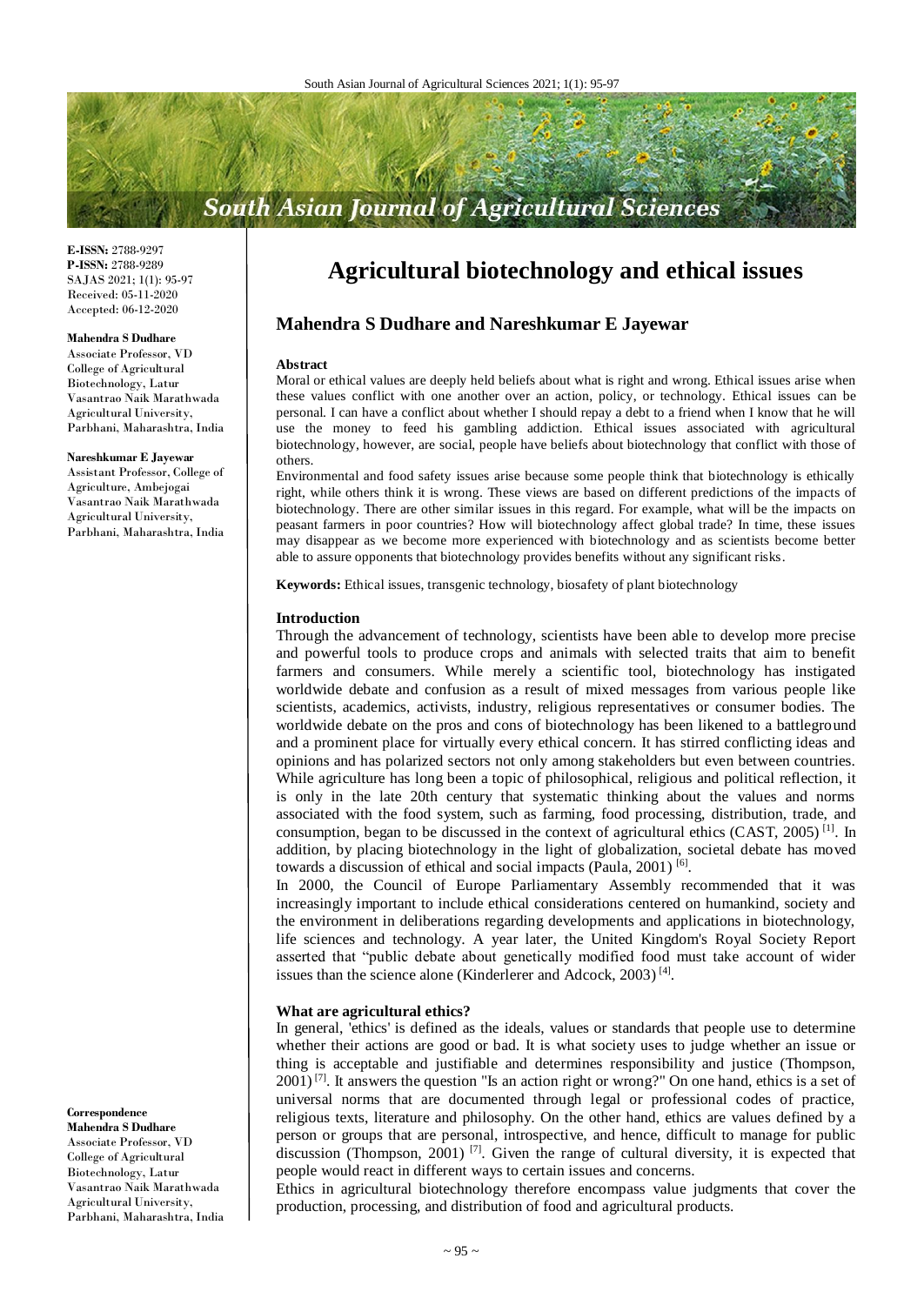**E-ISSN:** 2788-9297
**P-ISSN:** 2788-9289
SAJAS 2021; 1(1): 95-97
Received: 05-11-2020
Accepted: 06-12-2020

**Mahendra S Dudhare**
Associate Professor, VD College of Agricultural Biotechnology, Latur Vasantrao Naik Marathwada Agricultural University, Parbhani, Maharashtra, India

**Nareshkumar E Jayewar**
Assistant Professor, College of Agriculture, Ambejogai Vasantrao Naik Marathwada Agricultural University, Parbhani, Maharashtra, India

**Correspondence**
**Mahendra S Dudhare**
Associate Professor, VD College of Agricultural Biotechnology, Latur Vasantrao Naik Marathwada Agricultural University, Parbhani, Maharashtra, India

# Agricultural biotechnology and ethical issues

## Mahendra S Dudhare and Nareshkumar E Jayewar

### Abstract

Moral or ethical values are deeply held beliefs about what is right and wrong. Ethical issues arise when these values conflict with one another over an action, policy, or technology. Ethical issues can be personal. I can have a conflict about whether I should repay a debt to a friend when I know that he will use the money to feed his gambling addiction. Ethical issues associated with agricultural biotechnology, however, are social, people have beliefs about biotechnology that conflict with those of others.

Environmental and food safety issues arise because some people think that biotechnology is ethically right, while others think it is wrong. These views are based on different predictions of the impacts of biotechnology. There are other similar issues in this regard. For example, what will be the impacts on peasant farmers in poor countries? How will biotechnology affect global trade? In time, these issues may disappear as we become more experienced with biotechnology and as scientists become better able to assure opponents that biotechnology provides benefits without any significant risks.

**Keywords:** Ethical issues, transgenic technology, biosafety of plant biotechnology

### Introduction

Through the advancement of technology, scientists have been able to develop more precise and powerful tools to produce crops and animals with selected traits that aim to benefit farmers and consumers. While merely a scientific tool, biotechnology has instigated worldwide debate and confusion as a result of mixed messages from various people like scientists, academics, activists, industry, religious representatives or consumer bodies. The worldwide debate on the pros and cons of biotechnology has been likened to a battleground and a prominent place for virtually every ethical concern. It has stirred conflicting ideas and opinions and has polarized sectors not only among stakeholders but even between countries. While agriculture has long been a topic of philosophical, religious and political reflection, it is only in the late 20th century that systematic thinking about the values and norms associated with the food system, such as farming, food processing, distribution, trade, and consumption, began to be discussed in the context of agricultural ethics (CAST, 2005) [1]. In addition, by placing biotechnology in the light of globalization, societal debate has moved towards a discussion of ethical and social impacts (Paula, 2001) [6].

In 2000, the Council of Europe Parliamentary Assembly recommended that it was increasingly important to include ethical considerations centered on humankind, society and the environment in deliberations regarding developments and applications in biotechnology, life sciences and technology. A year later, the United Kingdom's Royal Society Report asserted that "public debate about genetically modified food must take account of wider issues than the science alone (Kinderlerer and Adcock, 2003) [4].

### What are agricultural ethics?

In general, 'ethics' is defined as the ideals, values or standards that people use to determine whether their actions are good or bad. It is what society uses to judge whether an issue or thing is acceptable and justifiable and determines responsibility and justice (Thompson, 2001) [7]. It answers the question "Is an action right or wrong?" On one hand, ethics is a set of universal norms that are documented through legal or professional codes of practice, religious texts, literature and philosophy. On the other hand, ethics are values defined by a person or groups that are personal, introspective, and hence, difficult to manage for public discussion (Thompson, 2001) [7]. Given the range of cultural diversity, it is expected that people would react in different ways to certain issues and concerns.

Ethics in agricultural biotechnology therefore encompass value judgments that cover the production, processing, and distribution of food and agricultural products.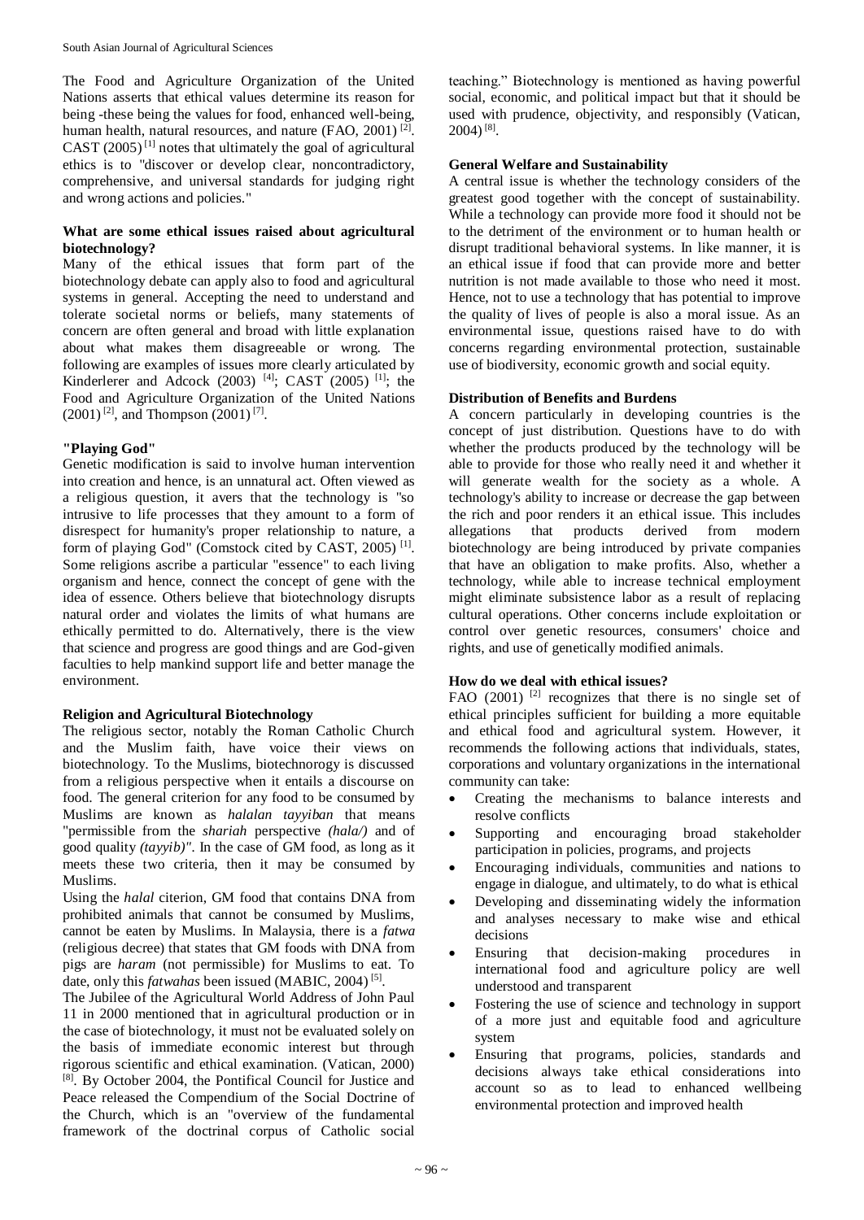The Food and Agriculture Organization of the United Nations asserts that ethical values determine its reason for being -these being the values for food, enhanced well-being, human health, natural resources, and nature (FAO, 2001) [2]. CAST (2005) [1] notes that ultimately the goal of agricultural ethics is to "discover or develop clear, noncontradictory, comprehensive, and universal standards for judging right and wrong actions and policies."

**What are some ethical issues raised about agricultural biotechnology?**

Many of the ethical issues that form part of the biotechnology debate can apply also to food and agricultural systems in general. Accepting the need to understand and tolerate societal norms or beliefs, many statements of concern are often general and broad with little explanation about what makes them disagreeable or wrong. The following are examples of issues more clearly articulated by Kinderlerer and Adcock (2003) [4]; CAST (2005) [1]; the Food and Agriculture Organization of the United Nations (2001) [2], and Thompson (2001) [7].

**"Playing God"**

Genetic modification is said to involve human intervention into creation and hence, is an unnatural act. Often viewed as a religious question, it avers that the technology is "so intrusive to life processes that they amount to a form of disrespect for humanity's proper relationship to nature, a form of playing God" (Comstock cited by CAST, 2005) [1]. Some religions ascribe a particular "essence" to each living organism and hence, connect the concept of gene with the idea of essence. Others believe that biotechnology disrupts natural order and violates the limits of what humans are ethically permitted to do. Alternatively, there is the view that science and progress are good things and are God-given faculties to help mankind support life and better manage the environment.

**Religion and Agricultural Biotechnology**

The religious sector, notably the Roman Catholic Church and the Muslim faith, have voice their views on biotechnology. To the Muslims, biotechnorogy is discussed from a religious perspective when it entails a discourse on food. The general criterion for any food to be consumed by Muslims are known as *halalan tayyiban* that means "permissible from the *shariah* perspective *(hala/)* and of good quality *(tayyib)"*. In the case of GM food, as long as it meets these two criteria, then it may be consumed by Muslims.

Using the *halal* citerion, GM food that contains DNA from prohibited animals that cannot be consumed by Muslims, cannot be eaten by Muslims. In Malaysia, there is a *fatwa* (religious decree) that states that GM foods with DNA from pigs are *haram* (not permissible) for Muslims to eat. To date, only this *fatwahas* been issued (MABIC, 2004) [5].

The Jubilee of the Agricultural World Address of John Paul 11 in 2000 mentioned that in agricultural production or in the case of biotechnology, it must not be evaluated solely on the basis of immediate economic interest but through rigorous scientific and ethical examination. (Vatican, 2000) [8]. By October 2004, the Pontifical Council for Justice and Peace released the Compendium of the Social Doctrine of the Church, which is an "overview of the fundamental framework of the doctrinal corpus of Catholic social teaching." Biotechnology is mentioned as having powerful social, economic, and political impact but that it should be used with prudence, objectivity, and responsibly (Vatican, 2004) [8].

**General Welfare and Sustainability**

A central issue is whether the technology considers of the greatest good together with the concept of sustainability. While a technology can provide more food it should not be to the detriment of the environment or to human health or disrupt traditional behavioral systems. In like manner, it is an ethical issue if food that can provide more and better nutrition is not made available to those who need it most. Hence, not to use a technology that has potential to improve the quality of lives of people is also a moral issue. As an environmental issue, questions raised have to do with concerns regarding environmental protection, sustainable use of biodiversity, economic growth and social equity.

**Distribution of Benefits and Burdens**

A concern particularly in developing countries is the concept of just distribution. Questions have to do with whether the products produced by the technology will be able to provide for those who really need it and whether it will generate wealth for the society as a whole. A technology's ability to increase or decrease the gap between the rich and poor renders it an ethical issue. This includes allegations that products derived from modern biotechnology are being introduced by private companies that have an obligation to make profits. Also, whether a technology, while able to increase technical employment might eliminate subsistence labor as a result of replacing cultural operations. Other concerns include exploitation or control over genetic resources, consumers' choice and rights, and use of genetically modified animals.

**How do we deal with ethical issues?**

FAO (2001) [2] recognizes that there is no single set of ethical principles sufficient for building a more equitable and ethical food and agricultural system. However, it recommends the following actions that individuals, states, corporations and voluntary organizations in the international community can take:

- Creating the mechanisms to balance interests and resolve conflicts
- Supporting and encouraging broad stakeholder participation in policies, programs, and projects
- Encouraging individuals, communities and nations to engage in dialogue, and ultimately, to do what is ethical
- Developing and disseminating widely the information and analyses necessary to make wise and ethical decisions
- Ensuring that decision-making procedures in international food and agriculture policy are well understood and transparent
- Fostering the use of science and technology in support of a more just and equitable food and agriculture system
- Ensuring that programs, policies, standards and decisions always take ethical considerations into account so as to lead to enhanced wellbeing environmental protection and improved health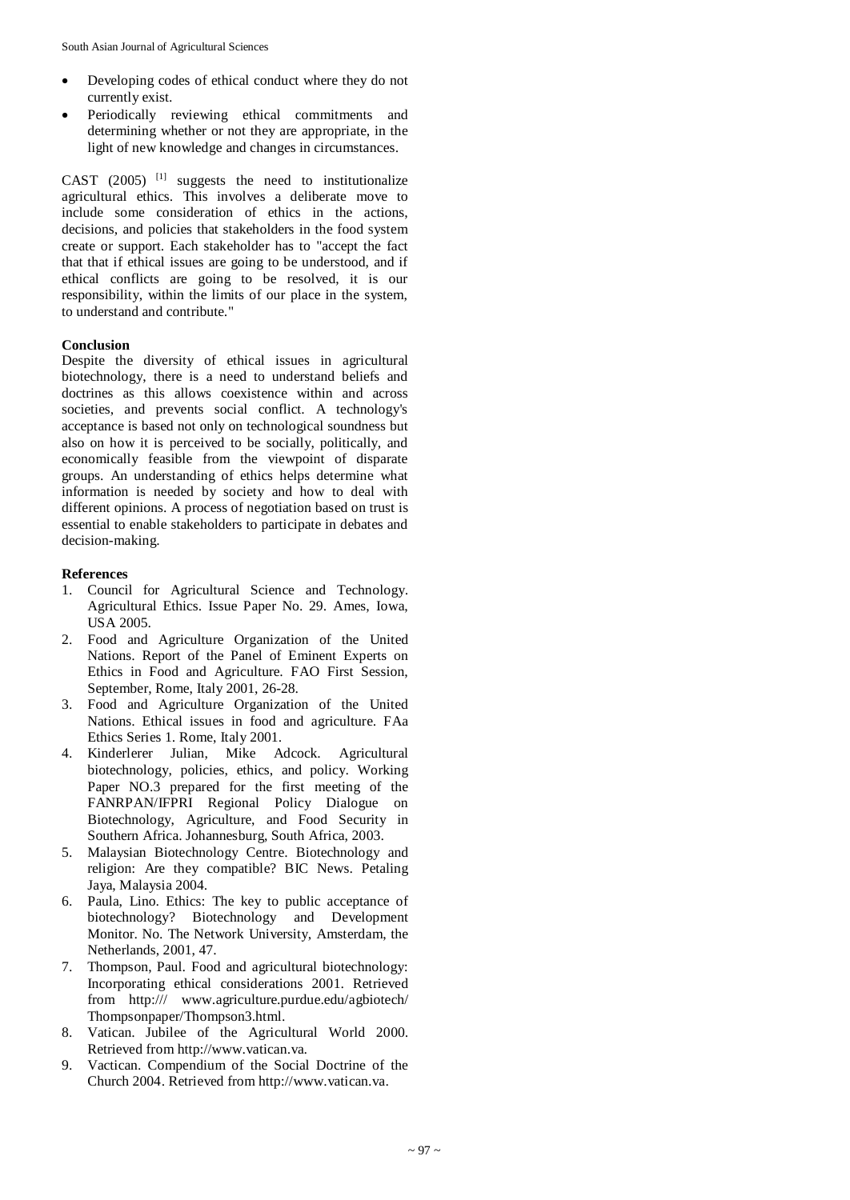- Developing codes of ethical conduct where they do not currently exist.
- Periodically reviewing ethical commitments and determining whether or not they are appropriate, in the light of new knowledge and changes in circumstances.

CAST (2005) [1] suggests the need to institutionalize agricultural ethics. This involves a deliberate move to include some consideration of ethics in the actions, decisions, and policies that stakeholders in the food system create or support. Each stakeholder has to "accept the fact that that if ethical issues are going to be understood, and if ethical conflicts are going to be resolved, it is our responsibility, within the limits of our place in the system, to understand and contribute."

**Conclusion**

Despite the diversity of ethical issues in agricultural biotechnology, there is a need to understand beliefs and doctrines as this allows coexistence within and across societies, and prevents social conflict. A technology's acceptance is based not only on technological soundness but also on how it is perceived to be socially, politically, and economically feasible from the viewpoint of disparate groups. An understanding of ethics helps determine what information is needed by society and how to deal with different opinions. A process of negotiation based on trust is essential to enable stakeholders to participate in debates and decision-making.

**References**

1. Council for Agricultural Science and Technology. Agricultural Ethics. Issue Paper No. 29. Ames, Iowa, USA 2005.
2. Food and Agriculture Organization of the United Nations. Report of the Panel of Eminent Experts on Ethics in Food and Agriculture. FAO First Session, September, Rome, Italy 2001, 26-28.
3. Food and Agriculture Organization of the United Nations. Ethical issues in food and agriculture. FAa Ethics Series 1. Rome, Italy 2001.
4. Kinderlerer Julian, Mike Adcock. Agricultural biotechnology, policies, ethics, and policy. Working Paper NO.3 prepared for the first meeting of the FANRPAN/IFPRI Regional Policy Dialogue on Biotechnology, Agriculture, and Food Security in Southern Africa. Johannesburg, South Africa, 2003.
5. Malaysian Biotechnology Centre. Biotechnology and religion: Are they compatible? BIC News. Petaling Jaya, Malaysia 2004.
6. Paula, Lino. Ethics: The key to public acceptance of biotechnology? Biotechnology and Development Monitor. No. The Network University, Amsterdam, the Netherlands, 2001, 47.
7. Thompson, Paul. Food and agricultural biotechnology: Incorporating ethical considerations 2001. Retrieved from http:/// www.agriculture.purdue.edu/agbiotech/ Thompsonpaper/Thompson3.html.
8. Vatican. Jubilee of the Agricultural World 2000. Retrieved from http://www.vatican.va.
9. Vactican. Compendium of the Social Doctrine of the Church 2004. Retrieved from http://www.vatican.va.